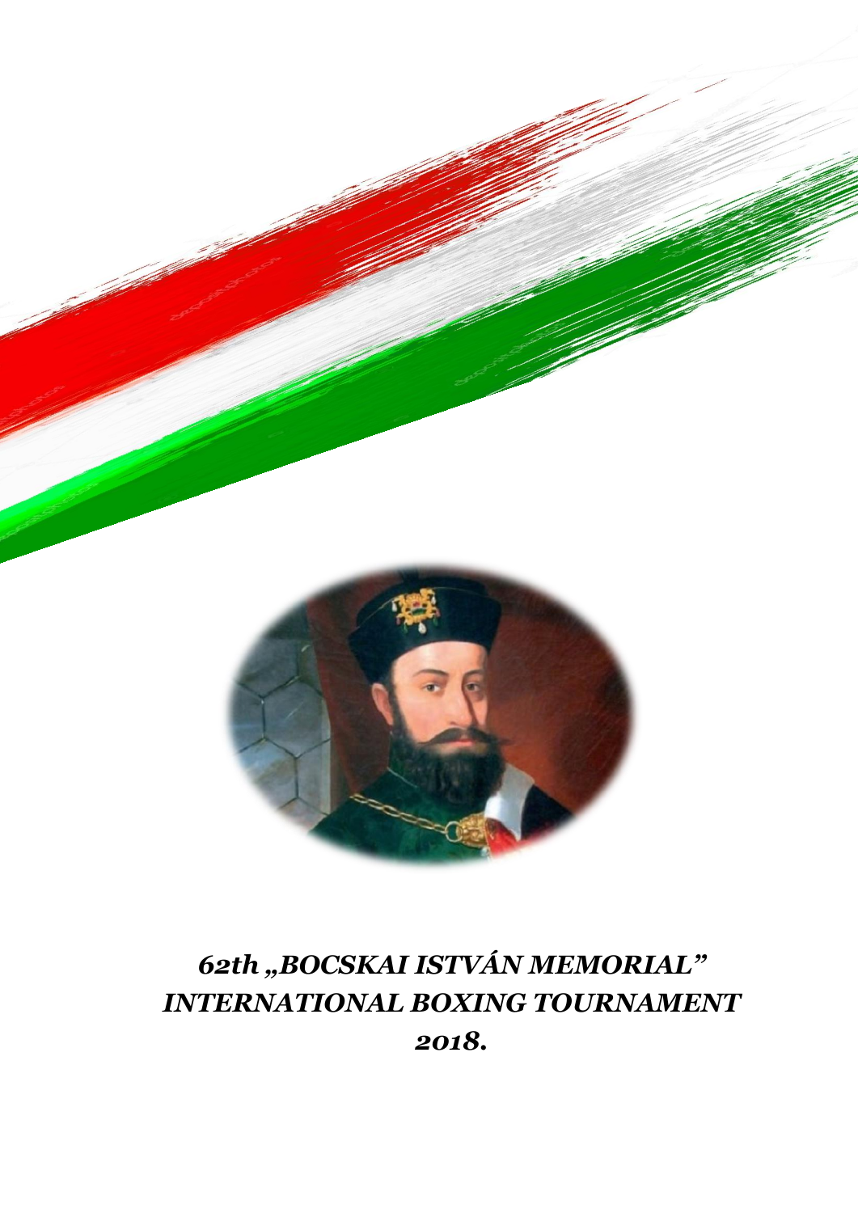# *62th „BOCSKAI ISTVÁN MEMORIAL" INTERNATIONAL BOXING TOURNAMENT 2018.*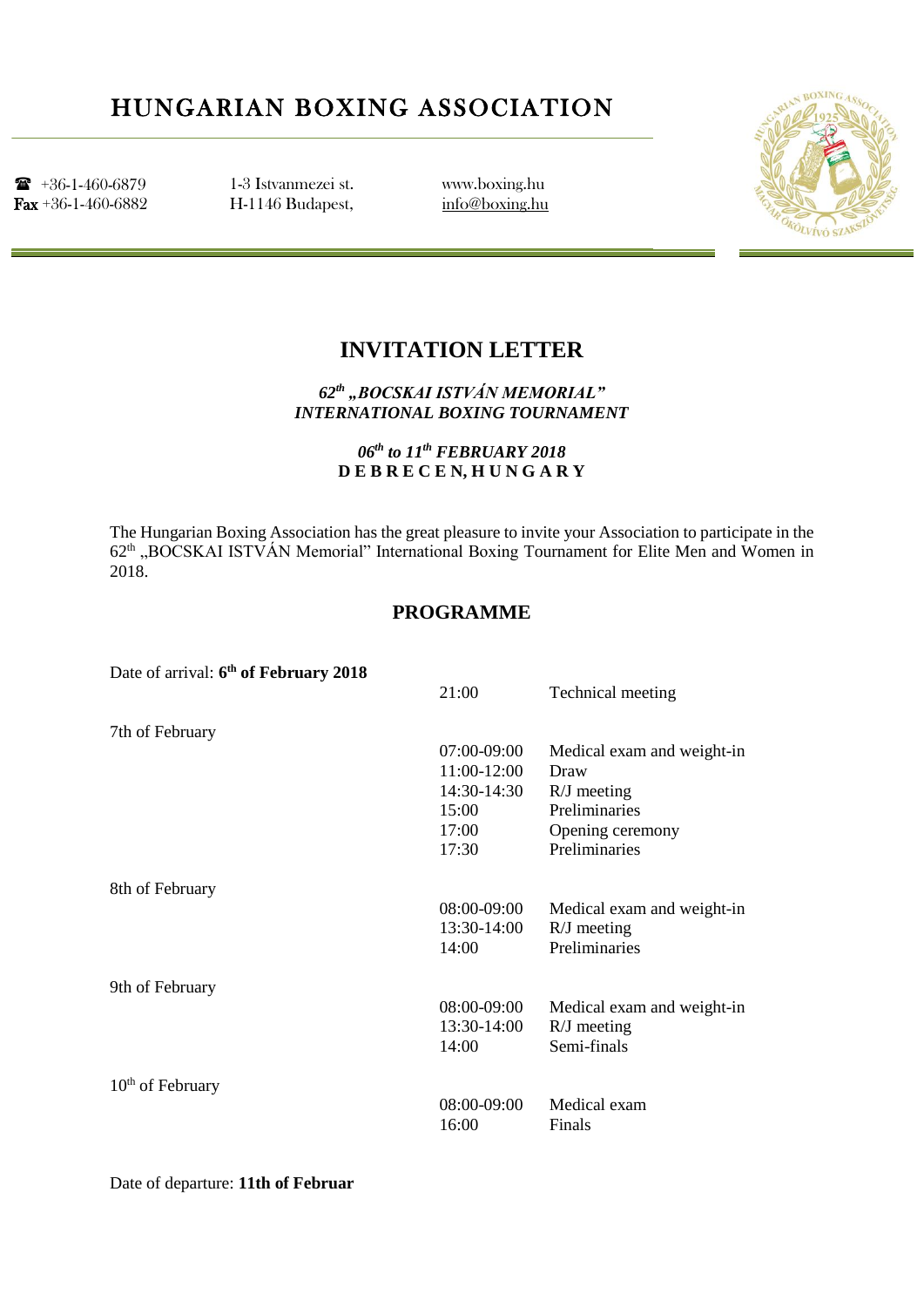# HUNGARIAN BOXING ASSOCIATION

☎ +36-1-460-6879
Fax +36-1-460-6882

1-3 Istvanmezei st.
H-1146 Budapest,

www.boxing.hu
info@boxing.hu

## INVITATION LETTER

***62th „BOCSKAI ISTVÁN MEMORIAL" INTERNATIONAL BOXING TOURNAMENT***

***06th to 11th FEBRUARY 2018***
**D E B R E C E N, H U N G A R Y**

The Hungarian Boxing Association has the great pleasure to invite your Association to participate in the 62th „BOCSKAI ISTVÁN Memorial" International Boxing Tournament for Elite Men and Women in 2018.

## PROGRAMME

| Date | Time | Event |
|---|---|---|
| Date of arrival: **6th of February 2018** | 21:00 | Technical meeting |
| 7th of February | 07:00-09:00 | Medical exam and weight-in |
| | 11:00-12:00 | Draw |
| | 14:30-14:30 | R/J meeting |
| | 15:00 | Preliminaries |
| | 17:00 | Opening ceremony |
| | 17:30 | Preliminaries |
| 8th of February | 08:00-09:00 | Medical exam and weight-in |
| | 13:30-14:00 | R/J meeting |
| | 14:00 | Preliminaries |
| 9th of February | 08:00-09:00 | Medical exam and weight-in |
| | 13:30-14:00 | R/J meeting |
| | 14:00 | Semi-finals |
| 10th of February | 08:00-09:00 | Medical exam |
| | 16:00 | Finals |

Date of departure: **11th of Februar**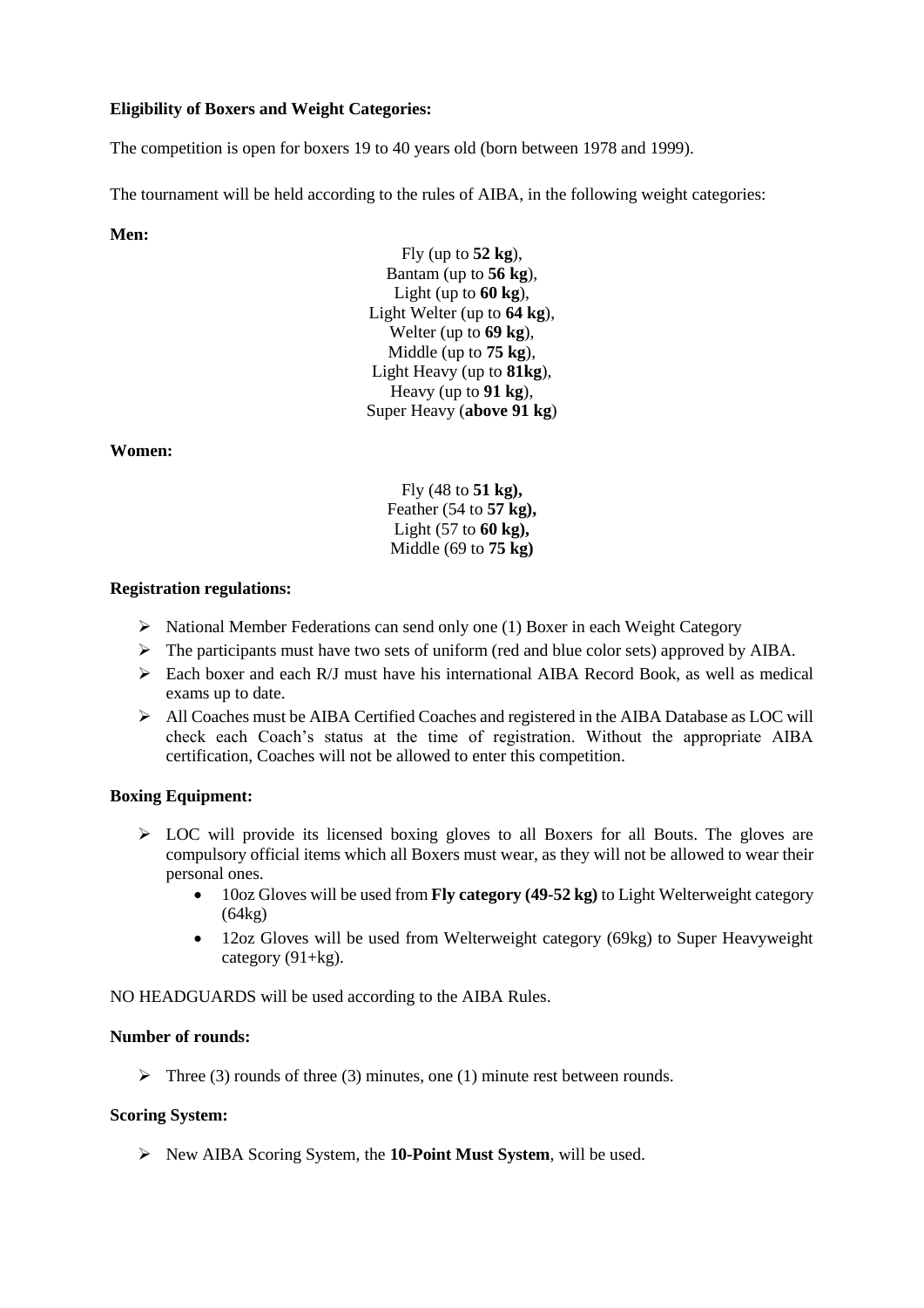**Eligibility of Boxers and Weight Categories:**

The competition is open for boxers 19 to 40 years old (born between 1978 and 1999).

The tournament will be held according to the rules of AIBA, in the following weight categories:

**Men:**

Fly (up to **52 kg**),
Bantam (up to **56 kg**),
Light (up to **60 kg**),
Light Welter (up to **64 kg**),
Welter (up to **69 kg**),
Middle (up to **75 kg**),
Light Heavy (up to **81kg**),
Heavy (up to **91 kg**),
Super Heavy (**above 91 kg**)

**Women:**

Fly (48 to **51 kg),**
Feather (54 to **57 kg),**
Light (57 to **60 kg),**
Middle (69 to **75 kg)**

**Registration regulations:**

- National Member Federations can send only one (1) Boxer in each Weight Category
- The participants must have two sets of uniform (red and blue color sets) approved by AIBA.
- Each boxer and each R/J must have his international AIBA Record Book, as well as medical exams up to date.
- All Coaches must be AIBA Certified Coaches and registered in the AIBA Database as LOC will check each Coach's status at the time of registration. Without the appropriate AIBA certification, Coaches will not be allowed to enter this competition.

**Boxing Equipment:**

- LOC will provide its licensed boxing gloves to all Boxers for all Bouts. The gloves are compulsory official items which all Boxers must wear, as they will not be allowed to wear their personal ones.
  - 10oz Gloves will be used from **Fly category (49-52 kg)** to Light Welterweight category (64kg)
  - 12oz Gloves will be used from Welterweight category (69kg) to Super Heavyweight category (91+kg).

NO HEADGUARDS will be used according to the AIBA Rules.

**Number of rounds:**

- Three (3) rounds of three (3) minutes, one (1) minute rest between rounds.

**Scoring System:**

- New AIBA Scoring System, the **10-Point Must System**, will be used.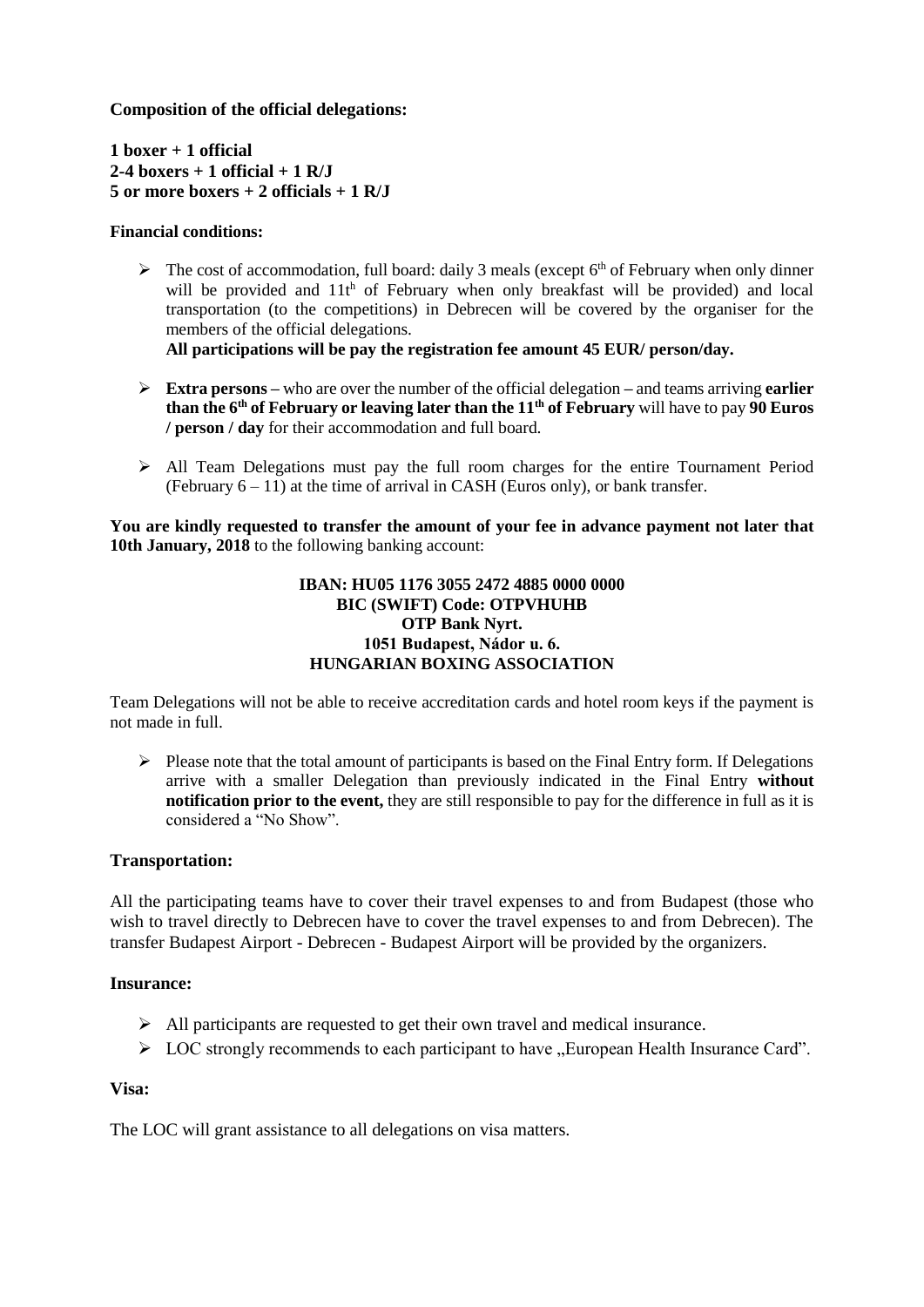**Composition of the official delegations:**

**1 boxer + 1 official**
**2-4 boxers + 1 official + 1 R/J**
**5 or more boxers + 2 officials + 1 R/J**

**Financial conditions:**

- The cost of accommodation, full board: daily 3 meals (except 6th of February when only dinner will be provided and 11th of February when only breakfast will be provided) and local transportation (to the competitions) in Debrecen will be covered by the organiser for the members of the official delegations.
  **All participations will be pay the registration fee amount 45 EUR/ person/day.**
- **Extra persons** – who are over the number of the official delegation – and teams arriving **earlier than the 6th of February or leaving later than the 11th of February** will have to pay **90 Euros / person / day** for their accommodation and full board.
- All Team Delegations must pay the full room charges for the entire Tournament Period (February 6 – 11) at the time of arrival in CASH (Euros only), or bank transfer.

**You are kindly requested to transfer the amount of your fee in advance payment not later that 10th January, 2018** to the following banking account:

**IBAN: HU05 1176 3055 2472 4885 0000 0000**
**BIC (SWIFT) Code: OTPVHUHB**
**OTP Bank Nyrt.**
**1051 Budapest, Nádor u. 6.**
**HUNGARIAN BOXING ASSOCIATION**

Team Delegations will not be able to receive accreditation cards and hotel room keys if the payment is not made in full.

- Please note that the total amount of participants is based on the Final Entry form. If Delegations arrive with a smaller Delegation than previously indicated in the Final Entry **without notification prior to the event,** they are still responsible to pay for the difference in full as it is considered a "No Show".

**Transportation:**

All the participating teams have to cover their travel expenses to and from Budapest (those who wish to travel directly to Debrecen have to cover the travel expenses to and from Debrecen). The transfer Budapest Airport - Debrecen - Budapest Airport will be provided by the organizers.

**Insurance:**

- All participants are requested to get their own travel and medical insurance.
- LOC strongly recommends to each participant to have „European Health Insurance Card".

**Visa:**

The LOC will grant assistance to all delegations on visa matters.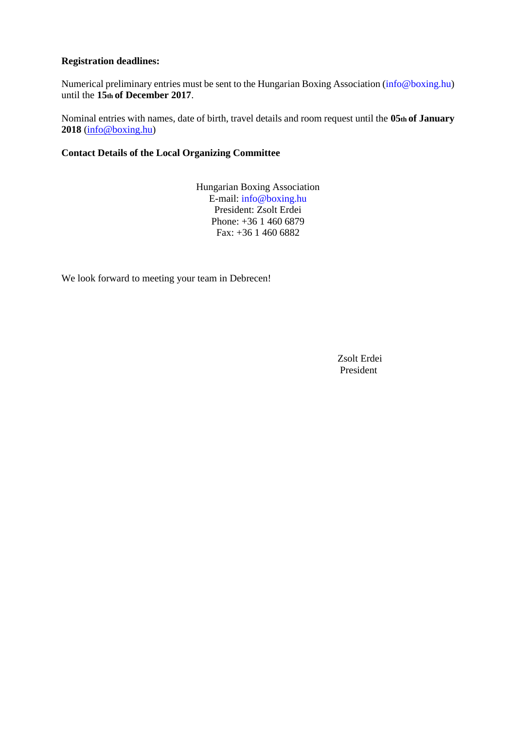**Registration deadlines:**

Numerical preliminary entries must be sent to the Hungarian Boxing Association (info@boxing.hu) until the **15th of December 2017**.

Nominal entries with names, date of birth, travel details and room request until the **05th of January 2018** (info@boxing.hu)

**Contact Details of the Local Organizing Committee**

Hungarian Boxing Association
E-mail: info@boxing.hu
President: Zsolt Erdei
Phone: +36 1 460 6879
Fax: +36 1 460 6882

We look forward to meeting your team in Debrecen!

Zsolt Erdei
President